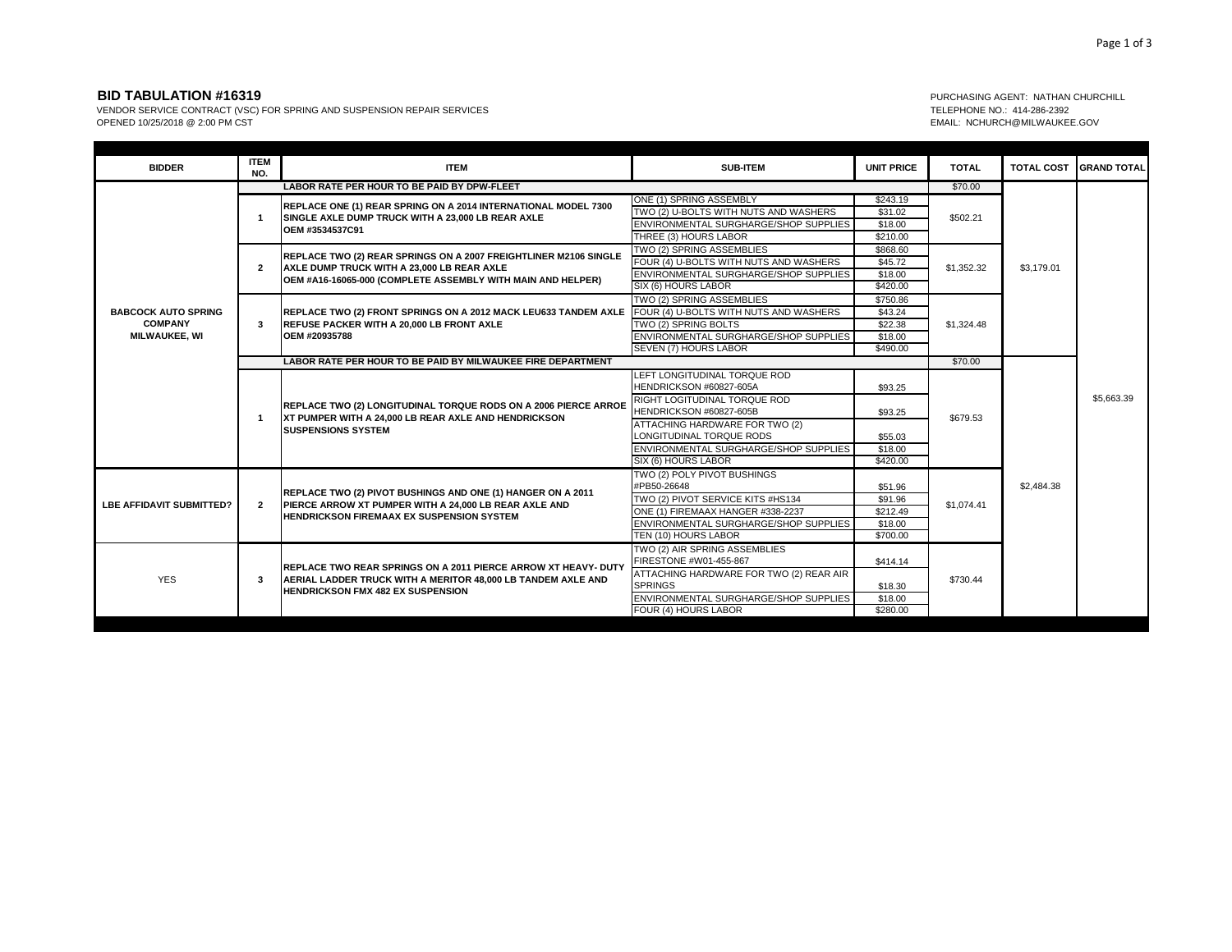**BID TABULATION #16319**

VENDOR SERVICE CONTRACT (VSC) FOR SPRING AND SUSPENSION REPAIR SERVICES
OPENED 10/25/2018 @ 2:00 PM CST

PURCHASING AGENT: NATHAN CHURCHILL
TELEPHONE NO.: 414-286-2392
EMAIL: NCHURCH@MILWAUKEE.GOV

| BIDDER | ITEM NO. | ITEM | SUB-ITEM | UNIT PRICE | TOTAL | TOTAL COST | GRAND TOTAL |
|---|---|---|---|---|---|---|---|
| BABCOCK AUTO SPRING COMPANY MILWAUKEE, WI | | LABOR RATE PER HOUR TO BE PAID BY DPW-FLEET | | | $70.00 | $3,179.01 | $5,663.39 |
| | 1 | REPLACE ONE (1) REAR SPRING ON A 2014 INTERNATIONAL MODEL 7300 SINGLE AXLE DUMP TRUCK WITH A 23,000 LB REAR AXLE OEM #3534537C91 | ONE (1) SPRING ASSEMBLY | $243.19 | $502.21 | | |
| | | | TWO (2) U-BOLTS WITH NUTS AND WASHERS | $31.02 | | | |
| | | | ENVIRONMENTAL SURGHARGE/SHOP SUPPLIES | $18.00 | | | |
| | | | THREE (3) HOURS LABOR | $210.00 | | | |
| | 2 | REPLACE TWO (2) REAR SPRINGS ON A 2007 FREIGHTLINER M2106 SINGLE AXLE DUMP TRUCK WITH A 23,000 LB REAR AXLE OEM #A16-16065-000 (COMPLETE ASSEMBLY WITH MAIN AND HELPER) | TWO (2) SPRING ASSEMBLIES | $868.60 | $1,352.32 | | |
| | | | FOUR (4) U-BOLTS WITH NUTS AND WASHERS | $45.72 | | | |
| | | | ENVIRONMENTAL SURGHARGE/SHOP SUPPLIES | $18.00 | | | |
| | | | SIX (6) HOURS LABOR | $420.00 | | | |
| | 3 | REPLACE TWO (2) FRONT SPRINGS ON A 2012 MACK LEU633 TANDEM AXLE REFUSE PACKER WITH A 20,000 LB FRONT AXLE OEM #20935788 | TWO (2) SPRING ASSEMBLIES | $750.86 | $1,324.48 | | |
| | | | FOUR (4) U-BOLTS WITH NUTS AND WASHERS | $43.24 | | | |
| | | | TWO (2) SPRING BOLTS | $22.38 | | | |
| | | | ENVIRONMENTAL SURGHARGE/SHOP SUPPLIES | $18.00 | | | |
| | | | SEVEN (7) HOURS LABOR | $490.00 | | | |
| | | LABOR RATE PER HOUR TO BE PAID BY MILWAUKEE FIRE DEPARTMENT | | | $70.00 | $2,484.38 | |
| | 1 | REPLACE TWO (2) LONGITUDINAL TORQUE RODS ON A 2006 PIERCE ARROE XT PUMPER WITH A 24,000 LB REAR AXLE AND HENDRICKSON SUSPENSIONS SYSTEM | LEFT LONGITUDINAL TORQUE ROD HENDRICKSON #60827-605A | $93.25 | $679.53 | | |
| | | | RIGHT LOGITUDINAL TORQUE ROD HENDRICKSON #60827-605B | $93.25 | | | |
| | | | ATTACHING HARDWARE FOR TWO (2) LONGITUDINAL TORQUE RODS | $55.03 | | | |
| | | | ENVIRONMENTAL SURGHARGE/SHOP SUPPLIES | $18.00 | | | |
| | | | SIX (6) HOURS LABOR | $420.00 | | | |
| LBE AFFIDAVIT SUBMITTED? | 2 | REPLACE TWO (2) PIVOT BUSHINGS AND ONE (1) HANGER ON A 2011 PIERCE ARROW XT PUMPER WITH A 24,000 LB REAR AXLE AND HENDRICKSON FIREMAAX EX SUSPENSION SYSTEM | TWO (2) POLY PIVOT BUSHINGS #PB50-26648 | $51.96 | $1,074.41 | | |
| | | | TWO (2) PIVOT SERVICE KITS #HS134 | $91.96 | | | |
| | | | ONE (1) FIREMAAX HANGER #338-2237 | $212.49 | | | |
| | | | ENVIRONMENTAL SURGHARGE/SHOP SUPPLIES | $18.00 | | | |
| | | | TEN (10) HOURS LABOR | $700.00 | | | |
| YES | 3 | REPLACE TWO REAR SPRINGS ON A 2011 PIERCE ARROW XT HEAVY- DUTY AERIAL LADDER TRUCK WITH A MERITOR 48,000 LB TANDEM AXLE AND HENDRICKSON FMX 482 EX SUSPENSION | TWO (2) AIR SPRING ASSEMBLIES FIRESTONE #W01-455-867 | $414.14 | $730.44 | | |
| | | | ATTACHING HARDWARE FOR TWO (2) REAR AIR SPRINGS | $18.30 | | | |
| | | | ENVIRONMENTAL SURGHARGE/SHOP SUPPLIES | $18.00 | | | |
| | | | FOUR (4) HOURS LABOR | $280.00 | | | |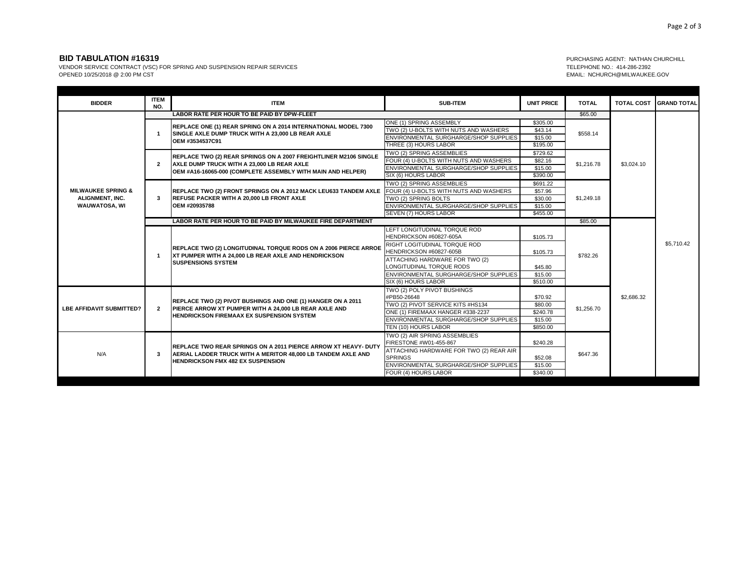**BID TABULATION #16319**

VENDOR SERVICE CONTRACT (VSC) FOR SPRING AND SUSPENSION REPAIR SERVICES
OPENED 10/25/2018 @ 2:00 PM CST

PURCHASING AGENT: NATHAN CHURCHILL
TELEPHONE NO.: 414-286-2392
EMAIL: NCHURCH@MILWAUKEE.GOV

| BIDDER | ITEM NO. | ITEM | SUB-ITEM | UNIT PRICE | TOTAL | TOTAL COST | GRAND TOTAL |
|---|---|---|---|---|---|---|---|
| MILWAUKEE SPRING & ALIGNMENT, INC. WAUWATOSA, WI | | LABOR RATE PER HOUR TO BE PAID BY DPW-FLEET | | | $65.00 | $3,024.10 | $5,710.42 |
| | 1 | REPLACE ONE (1) REAR SPRING ON A 2014 INTERNATIONAL MODEL 7300 SINGLE AXLE DUMP TRUCK WITH A 23,000 LB REAR AXLE OEM #3534537C91 | ONE (1) SPRING ASSEMBLY | $305.00 | $558.14 | | |
| | | | TWO (2) U-BOLTS WITH NUTS AND WASHERS | $43.14 | | | |
| | | | ENVIRONMENTAL SURGHARGE/SHOP SUPPLIES | $15.00 | | | |
| | | | THREE (3) HOURS LABOR | $195.00 | | | |
| | 2 | REPLACE TWO (2) REAR SPRINGS ON A 2007 FREIGHTLINER M2106 SINGLE AXLE DUMP TRUCK WITH A 23,000 LB REAR AXLE OEM #A16-16065-000 (COMPLETE ASSEMBLY WITH MAIN AND HELPER) | TWO (2) SPRING ASSEMBLIES | $729.62 | $1,216.78 | | |
| | | | FOUR (4) U-BOLTS WITH NUTS AND WASHERS | $82.16 | | | |
| | | | ENVIRONMENTAL SURGHARGE/SHOP SUPPLIES | $15.00 | | | |
| | | | SIX (6) HOURS LABOR | $390.00 | | | |
| | 3 | REPLACE TWO (2) FRONT SPRINGS ON A 2012 MACK LEU633 TANDEM AXLE REFUSE PACKER WITH A 20,000 LB FRONT AXLE OEM #20935788 | TWO (2) SPRING ASSEMBLIES | $691.22 | $1,249.18 | | |
| | | | FOUR (4) U-BOLTS WITH NUTS AND WASHERS | $57.96 | | | |
| | | | TWO (2) SPRING BOLTS | $30.00 | | | |
| | | | ENVIRONMENTAL SURGHARGE/SHOP SUPPLIES | $15.00 | | | |
| | | | SEVEN (7) HOURS LABOR | $455.00 | | | |
| | | LABOR RATE PER HOUR TO BE PAID BY MILWAUKEE FIRE DEPARTMENT | | | $85.00 | $2,686.32 | |
| | 1 | REPLACE TWO (2) LONGITUDINAL TORQUE RODS ON A 2006 PIERCE ARROE XT PUMPER WITH A 24,000 LB REAR AXLE AND HENDRICKSON SUSPENSIONS SYSTEM | LEFT LONGITUDINAL TORQUE ROD HENDRICKSON #60827-605A | $105.73 | $782.26 | | |
| | | | RIGHT LOGITUDINAL TORQUE ROD HENDRICKSON #60827-605B | $105.73 | | | |
| | | | ATTACHING HARDWARE FOR TWO (2) LONGITUDINAL TORQUE RODS | $45.80 | | | |
| | | | ENVIRONMENTAL SURGHARGE/SHOP SUPPLIES | $15.00 | | | |
| | | | SIX (6) HOURS LABOR | $510.00 | | | |
| LBE AFFIDAVIT SUBMITTED? | 2 | REPLACE TWO (2) PIVOT BUSHINGS AND ONE (1) HANGER ON A 2011 PIERCE ARROW XT PUMPER WITH A 24,000 LB REAR AXLE AND HENDRICKSON FIREMAAX EX SUSPENSION SYSTEM | TWO (2) POLY PIVOT BUSHINGS #PB50-26648 | $70.92 | $1,256.70 | | |
| | | | TWO (2) PIVOT SERVICE KITS #HS134 | $80.00 | | | |
| | | | ONE (1) FIREMAAX HANGER #338-2237 | $240.78 | | | |
| | | | ENVIRONMENTAL SURGHARGE/SHOP SUPPLIES | $15.00 | | | |
| | | | TEN (10) HOURS LABOR | $850.00 | | | |
| N/A | 3 | REPLACE TWO REAR SPRINGS ON A 2011 PIERCE ARROW XT HEAVY- DUTY AERIAL LADDER TRUCK WITH A MERITOR 48,000 LB TANDEM AXLE AND HENDRICKSON FMX 482 EX SUSPENSION | TWO (2) AIR SPRING ASSEMBLIES FIRESTONE #W01-455-867 | $240.28 | $647.36 | | |
| | | | ATTACHING HARDWARE FOR TWO (2) REAR AIR SPRINGS | $52.08 | | | |
| | | | ENVIRONMENTAL SURGHARGE/SHOP SUPPLIES | $15.00 | | | |
| | | | FOUR (4) HOURS LABOR | $340.00 | | | |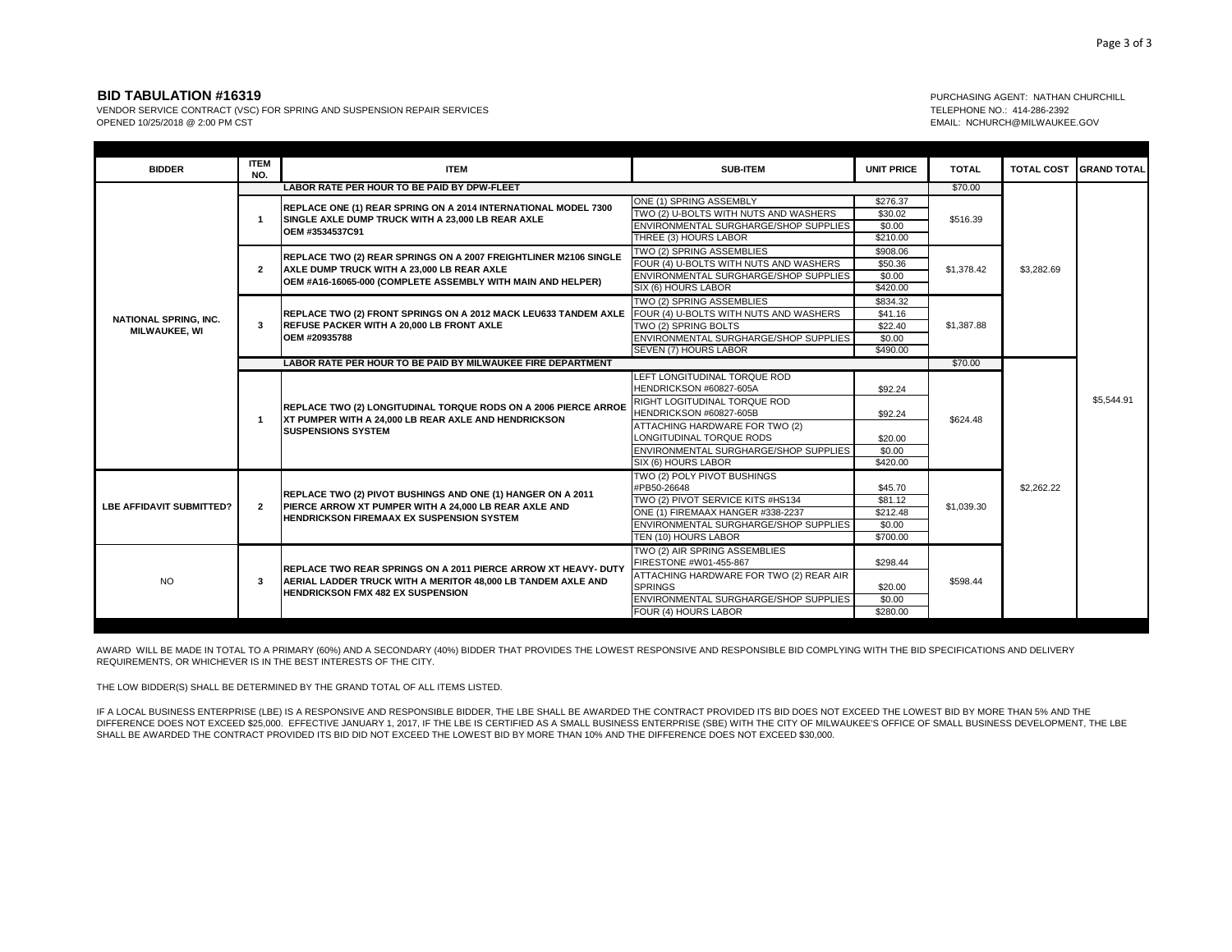**BID TABULATION #16319**

VENDOR SERVICE CONTRACT (VSC) FOR SPRING AND SUSPENSION REPAIR SERVICES
OPENED 10/25/2018 @ 2:00 PM CST

PURCHASING AGENT: NATHAN CHURCHILL
TELEPHONE NO.: 414-286-2392
EMAIL: NCHURCH@MILWAUKEE.GOV

| BIDDER | ITEM NO. | ITEM | SUB-ITEM | UNIT PRICE | TOTAL | TOTAL COST | GRAND TOTAL |
|---|---|---|---|---|---|---|---|
| NATIONAL SPRING, INC. MILWAUKEE, WI | | LABOR RATE PER HOUR TO BE PAID BY DPW-FLEET | | | $70.00 | $3,282.69 | $5,544.91 |
| | 1 | REPLACE ONE (1) REAR SPRING ON A 2014 INTERNATIONAL MODEL 7300 SINGLE AXLE DUMP TRUCK WITH A 23,000 LB REAR AXLE OEM #3534537C91 | ONE (1) SPRING ASSEMBLY | $276.37 | $516.39 | | |
| | | | TWO (2) U-BOLTS WITH NUTS AND WASHERS | $30.02 | | | |
| | | | ENVIRONMENTAL SURGHARGE/SHOP SUPPLIES | $0.00 | | | |
| | | | THREE (3) HOURS LABOR | $210.00 | | | |
| | 2 | REPLACE TWO (2) REAR SPRINGS ON A 2007 FREIGHTLINER M2106 SINGLE AXLE DUMP TRUCK WITH A 23,000 LB REAR AXLE OEM #A16-16065-000 (COMPLETE ASSEMBLY WITH MAIN AND HELPER) | TWO (2) SPRING ASSEMBLIES | $908.06 | $1,378.42 | | |
| | | | FOUR (4) U-BOLTS WITH NUTS AND WASHERS | $50.36 | | | |
| | | | ENVIRONMENTAL SURGHARGE/SHOP SUPPLIES | $0.00 | | | |
| | | | SIX (6) HOURS LABOR | $420.00 | | | |
| | 3 | REPLACE TWO (2) FRONT SPRINGS ON A 2012 MACK LEU633 TANDEM AXLE REFUSE PACKER WITH A 20,000 LB FRONT AXLE OEM #20935788 | TWO (2) SPRING ASSEMBLIES | $834.32 | $1,387.88 | | |
| | | | FOUR (4) U-BOLTS WITH NUTS AND WASHERS | $41.16 | | | |
| | | | TWO (2) SPRING BOLTS | $22.40 | | | |
| | | | ENVIRONMENTAL SURGHARGE/SHOP SUPPLIES | $0.00 | | | |
| | | | SEVEN (7) HOURS LABOR | $490.00 | | | |
| | | LABOR RATE PER HOUR TO BE PAID BY MILWAUKEE FIRE DEPARTMENT | | | $70.00 | $2,262.22 | |
| | 1 | REPLACE TWO (2) LONGITUDINAL TORQUE RODS ON A 2006 PIERCE ARROE XT PUMPER WITH A 24,000 LB REAR AXLE AND HENDRICKSON SUSPENSIONS SYSTEM | LEFT LONGITUDINAL TORQUE ROD HENDRICKSON #60827-605A | $92.24 | $624.48 | | |
| | | | RIGHT LOGITUDINAL TORQUE ROD HENDRICKSON #60827-605B | $92.24 | | | |
| | | | ATTACHING HARDWARE FOR TWO (2) LONGITUDINAL TORQUE RODS | $20.00 | | | |
| | | | ENVIRONMENTAL SURGHARGE/SHOP SUPPLIES | $0.00 | | | |
| | | | SIX (6) HOURS LABOR | $420.00 | | | |
| LBE AFFIDAVIT SUBMITTED? | 2 | REPLACE TWO (2) PIVOT BUSHINGS AND ONE (1) HANGER ON A 2011 PIERCE ARROW XT PUMPER WITH A 24,000 LB REAR AXLE AND HENDRICKSON FIREMAAX EX SUSPENSION SYSTEM | TWO (2) POLY PIVOT BUSHINGS #PB50-26648 | $45.70 | $1,039.30 | | |
| | | | TWO (2) PIVOT SERVICE KITS #HS134 | $81.12 | | | |
| | | | ONE (1) FIREMAAX HANGER #338-2237 | $212.48 | | | |
| | | | ENVIRONMENTAL SURGHARGE/SHOP SUPPLIES | $0.00 | | | |
| | | | TEN (10) HOURS LABOR | $700.00 | | | |
| NO | 3 | REPLACE TWO REAR SPRINGS ON A 2011 PIERCE ARROW XT HEAVY- DUTY AERIAL LADDER TRUCK WITH A MERITOR 48,000 LB TANDEM AXLE AND HENDRICKSON FMX 482 EX SUSPENSION | TWO (2) AIR SPRING ASSEMBLIES FIRESTONE #W01-455-867 | $298.44 | $598.44 | | |
| | | | ATTACHING HARDWARE FOR TWO (2) REAR AIR SPRINGS | $20.00 | | | |
| | | | ENVIRONMENTAL SURGHARGE/SHOP SUPPLIES | $0.00 | | | |
| | | | FOUR (4) HOURS LABOR | $280.00 | | | |

AWARD WILL BE MADE IN TOTAL TO A PRIMARY (60%) AND A SECONDARY (40%) BIDDER THAT PROVIDES THE LOWEST RESPONSIVE AND RESPONSIBLE BID COMPLYING WITH THE BID SPECIFICATIONS AND DELIVERY REQUIREMENTS, OR WHICHEVER IS IN THE BEST INTERESTS OF THE CITY.

THE LOW BIDDER(S) SHALL BE DETERMINED BY THE GRAND TOTAL OF ALL ITEMS LISTED.

IF A LOCAL BUSINESS ENTERPRISE (LBE) IS A RESPONSIVE AND RESPONSIBLE BIDDER, THE LBE SHALL BE AWARDED THE CONTRACT PROVIDED ITS BID DOES NOT EXCEED THE LOWEST BID BY MORE THAN 5% AND THE DIFFERENCE DOES NOT EXCEED $25,000. EFFECTIVE JANUARY 1, 2017, IF THE LBE IS CERTIFIED AS A SMALL BUSINESS ENTERPRISE (SBE) WITH THE CITY OF MILWAUKEE'S OFFICE OF SMALL BUSINESS DEVELOPMENT, THE LBE SHALL BE AWARDED THE CONTRACT PROVIDED ITS BID DID NOT EXCEED THE LOWEST BID BY MORE THAN 10% AND THE DIFFERENCE DOES NOT EXCEED $30,000.